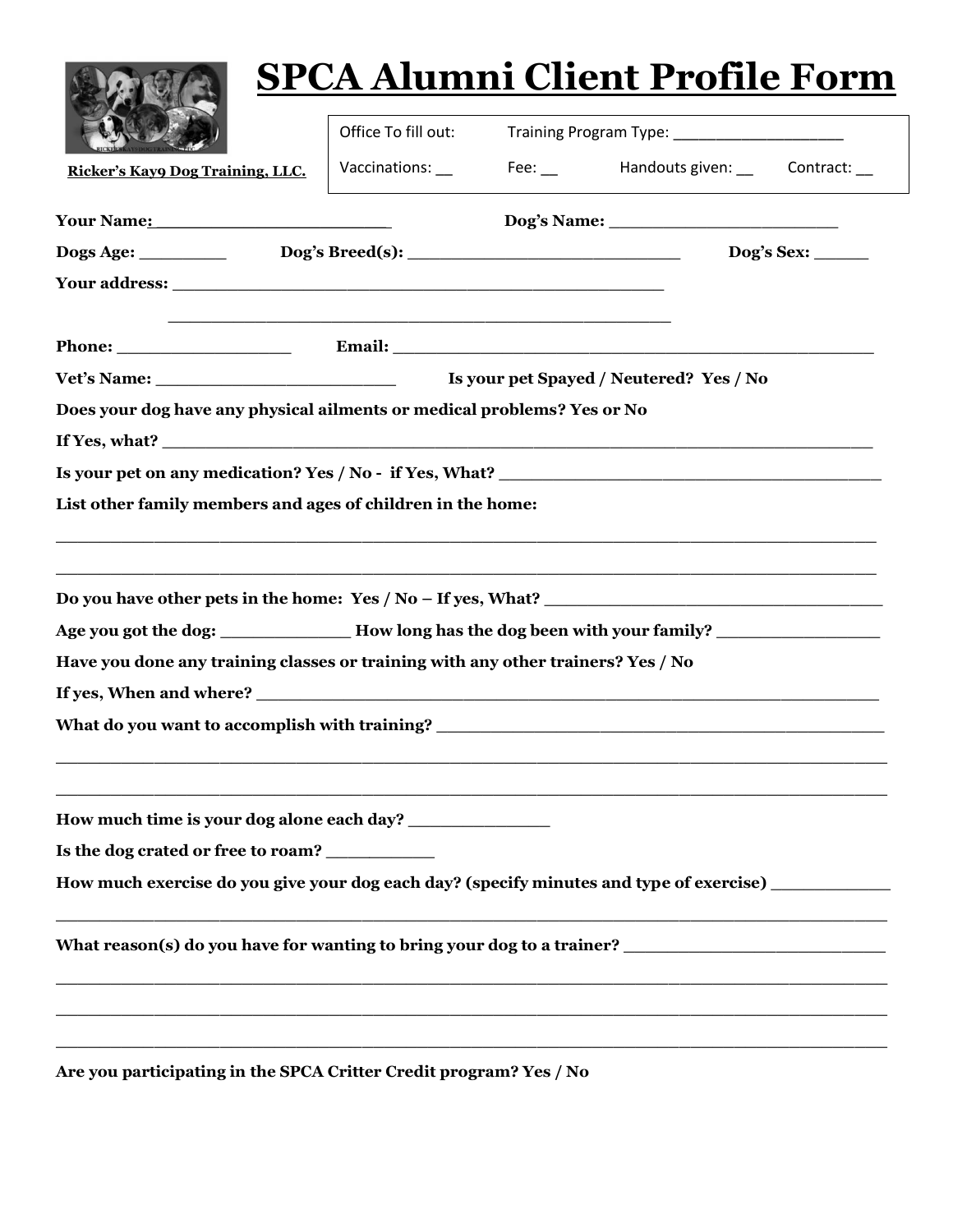# SPCA Alumni Client Profile Form

Ricker's Kay9 Dog Training, LLC.

| Office To fill out: | Training Program Type: ___________________ | | |
|---|---|---|---|
| Vaccinations: __ | Fee: __ | Handouts given: __ | Contract: __ |

**Your Name:**______________________ **Dog's Name:** ______________________

**Dogs Age:** _________ **Dog's Breed(s):** ___________________________ **Dog's Sex:** _____

**Your address:** ________________________________________________

________________________________________________

**Phone:** _________________ **Email:** ______________________________________________

**Vet's Name:** _______________________ **Is your pet Spayed / Neutered? Yes / No**

**Does your dog have any physical ailments or medical problems? Yes or No**

**If Yes, what?** ____________________________________________________________________

**Is your pet on any medication? Yes / No - if Yes, What?** __________________________________

**List other family members and ages of children in the home:**

______________________________________________________________________________

______________________________________________________________________________

**Do you have other pets in the home: Yes / No – If yes, What?** _____________________________

**Age you got the dog:** ____________ **How long has the dog been with your family?** _______________

**Have you done any training classes or training with any other trainers? Yes / No**

**If yes, When and where?** ___________________________________________________________

**What do you want to accomplish with training?** ______________________________________

______________________________________________________________________________

______________________________________________________________________________

**How much time is your dog alone each day?** ______________

**Is the dog crated or free to roam?** __________

**How much exercise do you give your dog each day? (specify minutes and type of exercise)** __________

______________________________________________________________________________

**What reason(s) do you have for wanting to bring your dog to a trainer?** _______________________

______________________________________________________________________________

______________________________________________________________________________

______________________________________________________________________________

**Are you participating in the SPCA Critter Credit program? Yes / No**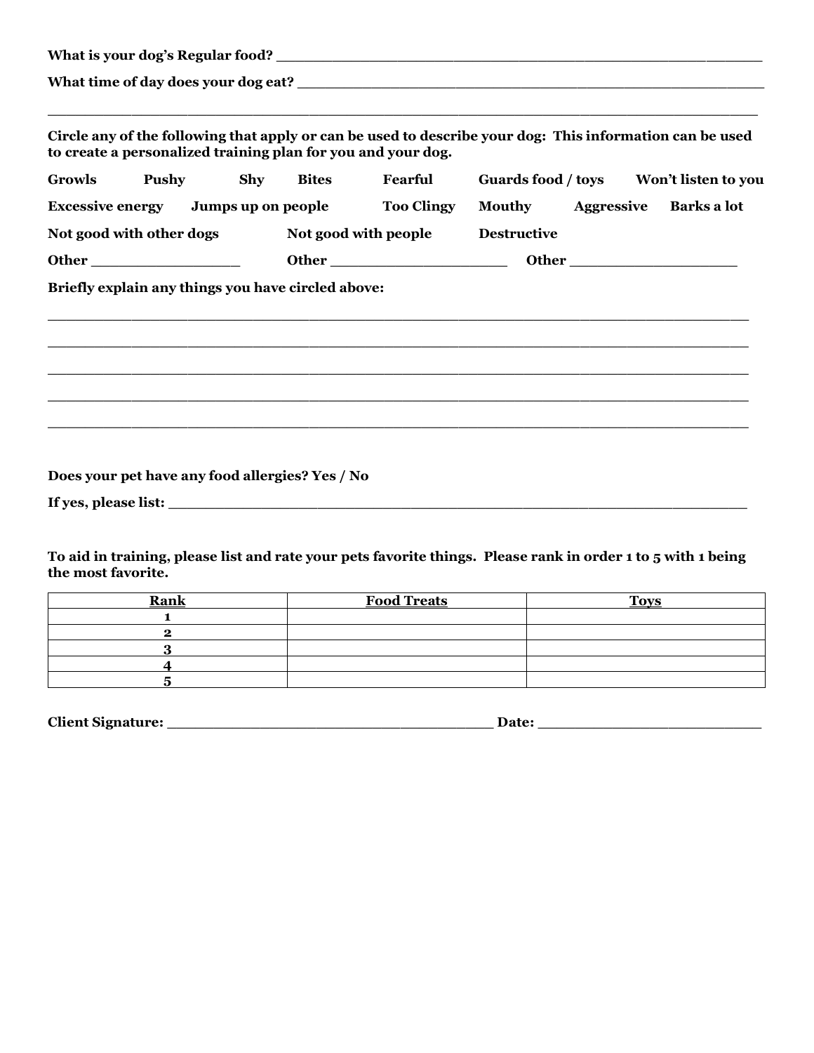**What is your dog's Regular food?** ___________________________________________________

**What time of day does your dog eat?** _________________________________________________

_____________________________________________________________________________

**Circle any of the following that apply or can be used to describe your dog: This information can be used to create a personalized training plan for you and your dog.**

**Growls** **Pushy** **Shy** **Bites** **Fearful** **Guards food / toys** **Won't listen to you**

**Excessive energy** **Jumps up on people** **Too Clingy** **Mouthy** **Aggressive** **Barks a lot**

**Not good with other dogs** **Not good with people** **Destructive**

**Other** ________________ **Other** ___________________ **Other** __________________

**Briefly explain any things you have circled above:**

_____________________________________________________________________________

_____________________________________________________________________________

_____________________________________________________________________________

_____________________________________________________________________________

_____________________________________________________________________________

**Does your pet have any food allergies? Yes / No**

**If yes, please list:** ___________________________________________________________

**To aid in training, please list and rate your pets favorite things. Please rank in order 1 to 5 with 1 being the most favorite.**

| Rank | Food Treats | Toys |
| --- | --- | --- |
| 1 | | |
| 2 | | |
| 3 | | |
| 4 | | |
| 5 | | |

**Client Signature:** __________________________________ **Date:** _______________________